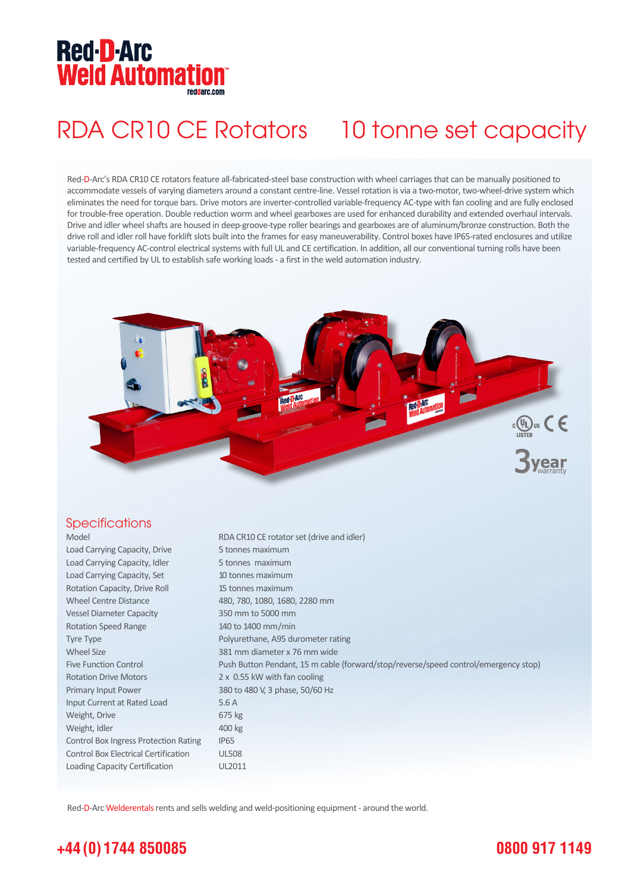# Red-D-Arc Weld Automation

reddarc.com

# RDA CR10 CE Rotators 10 tonne set capacity

Red-D-Arc's RDA CR10 CE rotators feature all-fabricated-steel base construction with wheel carriages that can be manually positioned to accommodate vessels of varying diameters around a constant centre-line. Vessel rotation is via a two-motor, two-wheel-drive system which eliminates the need for torque bars. Drive motors are inverter-controlled variable-frequency AC-type with fan cooling and are fully enclosed for trouble-free operation. Double reduction worm and wheel gearboxes are used for enhanced durability and extended overhaul intervals. Drive and idler wheel shafts are housed in deep-groove-type roller bearings and gearboxes are of aluminum/bronze construction. Both the drive roll and idler roll have forklift slots built into the frames for easy maneuverability. Control boxes have IP65-rated enclosures and utilize variable-frequency AC-control electrical systems with full UL and CE certification. In addition, all our conventional turning rolls have been tested and certified by UL to establish safe working loads - a first in the weld automation industry.

c UL us LISTED CE

3 year warranty

## Specifications

| | |
|---|---|
| Model | RDA CR10 CE rotator set (drive and idler) |
| Load Carrying Capacity, Drive | 5 tonnes maximum |
| Load Carrying Capacity, Idler | 5 tonnes maximum |
| Load Carrying Capacity, Set | 10 tonnes maximum |
| Rotation Capacity, Drive Roll | 15 tonnes maximum |
| Wheel Centre Distance | 480, 780, 1080, 1680, 2280 mm |
| Vessel Diameter Capacity | 350 mm to 5000 mm |
| Rotation Speed Range | 140 to 1400 mm/min |
| Tyre Type | Polyurethane, A95 durometer rating |
| Wheel Size | 381 mm diameter x 76 mm wide |
| Five Function Control | Push Button Pendant, 15 m cable (forward/stop/reverse/speed control/emergency stop) |
| Rotation Drive Motors | 2 x 0.55 kW with fan cooling |
| Primary Input Power | 380 to 480 V, 3 phase, 50/60 Hz |
| Input Current at Rated Load | 5.6 A |
| Weight, Drive | 675 kg |
| Weight, Idler | 400 kg |
| Control Box Ingress Protection Rating | IP65 |
| Control Box Electrical Certification | UL508 |
| Loading Capacity Certification | UL2011 |

Red-D-Arc Welderentals rents and sells welding and weld-positioning equipment - around the world.

**+44 (0) 1744 850085** **0800 917 1149**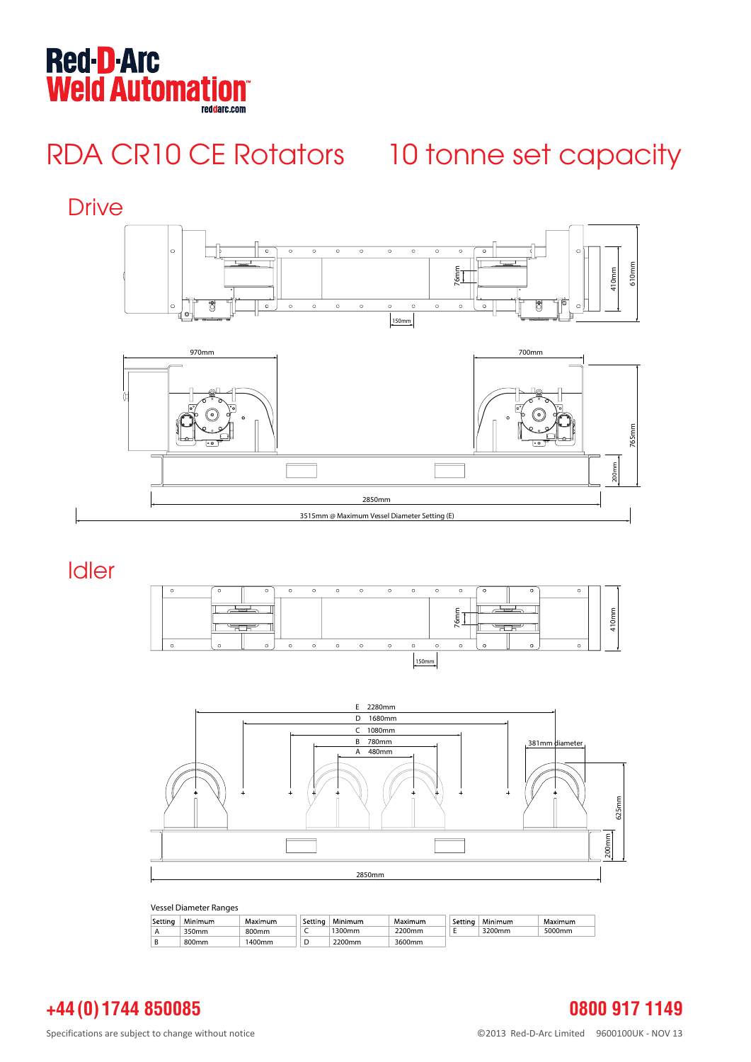Red-D-Arc
Weld Automation™
reddarc.com

# RDA CR10 CE Rotators 10 tonne set capacity

## Drive

76mm
150mm
410mm
610mm
970mm
700mm
765mm
200mm
2850mm
3515mm @ Maximum Vessel Diameter Setting (E)

## Idler

76mm
150mm
410mm

E 2280mm
D 1680mm
C 1080mm
B 780mm
A 480mm
381mm diameter
625mm
200mm
2850mm

Vessel Diameter Ranges

| Setting | Minimum | Maximum | Setting | Minimum | Maximum | Setting | Minimum | Maximum |
|---|---|---|---|---|---|---|---|---|
| A | 350mm | 800mm | C | 1300mm | 2200mm | E | 3200mm | 5000mm |
| B | 800mm | 1400mm | D | 2200mm | 3600mm | | | |

**+44 (0) 1744 850085** **0800 917 1149**

Specifications are subject to change without notice

©2013 Red-D-Arc Limited 9600100UK - NOV 13